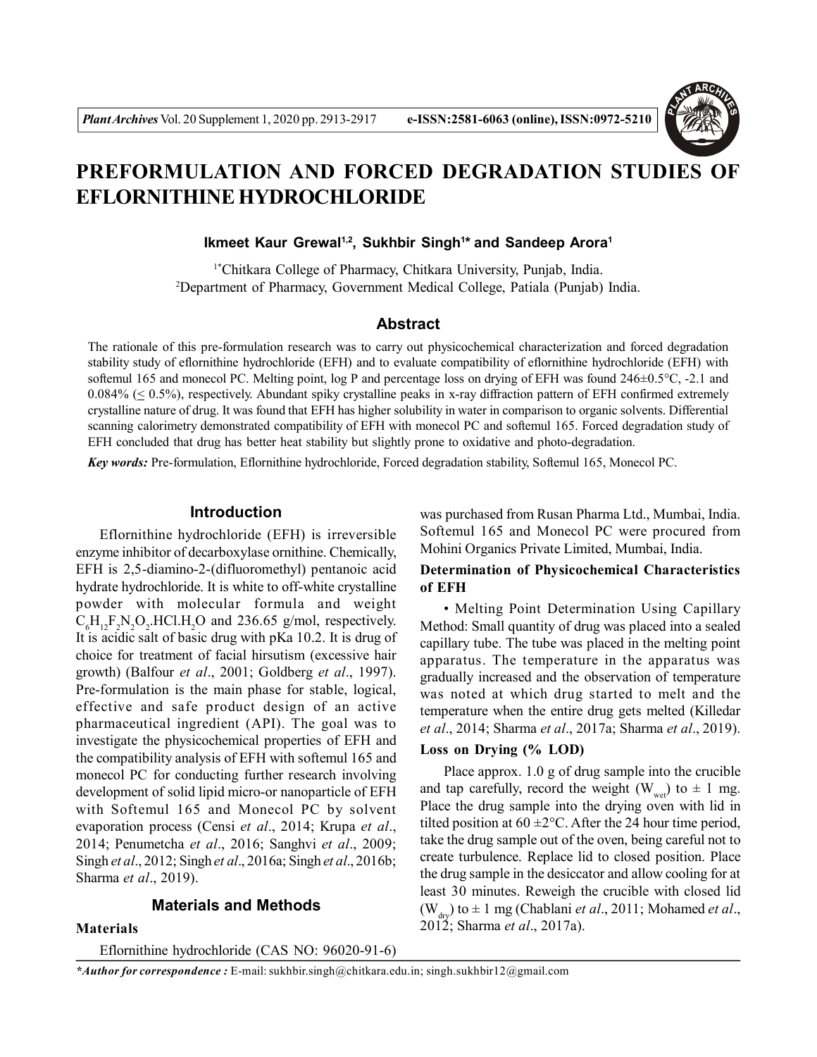# PREFORMULATION AND FORCED DEGRADATION STUDIES OF EFLORNITHINE HYDROCHLORIDE

**Ikmeet Kaur Grewal[1,2], Sukhbir Singh[1*] and Sandeep Arora[1]**

[1*]Chitkara College of Pharmacy, Chitkara University, Punjab, India.
[2]Department of Pharmacy, Government Medical College, Patiala (Punjab) India.

## Abstract

The rationale of this pre-formulation research was to carry out physicochemical characterization and forced degradation stability study of eflornithine hydrochloride (EFH) and to evaluate compatibility of eflornithine hydrochloride (EFH) with softemul 165 and monecol PC. Melting point, log P and percentage loss on drying of EFH was found 246±0.5°C, -2.1 and 0.084% (≤ 0.5%), respectively. Abundant spiky crystalline peaks in x-ray diffraction pattern of EFH confirmed extremely crystalline nature of drug. It was found that EFH has higher solubility in water in comparison to organic solvents. Differential scanning calorimetry demonstrated compatibility of EFH with monecol PC and softemul 165. Forced degradation study of EFH concluded that drug has better heat stability but slightly prone to oxidative and photo-degradation.

***Key words:*** Pre-formulation, Eflornithine hydrochloride, Forced degradation stability, Softemul 165, Monecol PC.

## Introduction

Eflornithine hydrochloride (EFH) is irreversible enzyme inhibitor of decarboxylase ornithine. Chemically, EFH is 2,5-diamino-2-(difluoromethyl) pentanoic acid hydrate hydrochloride. It is white to off-white crystalline powder with molecular formula and weight $C_6H_{12}F_2N_2O_2.HCl.H_2O$ and 236.65 g/mol, respectively. It is acidic salt of basic drug with pKa 10.2. It is drug of choice for treatment of facial hirsutism (excessive hair growth) (Balfour *et al*., 2001; Goldberg *et al*., 1997). Pre-formulation is the main phase for stable, logical, effective and safe product design of an active pharmaceutical ingredient (API). The goal was to investigate the physicochemical properties of EFH and the compatibility analysis of EFH with softemul 165 and monecol PC for conducting further research involving development of solid lipid micro-or nanoparticle of EFH with Softemul 165 and Monecol PC by solvent evaporation process (Censi *et al*., 2014; Krupa *et al*., 2014; Penumetcha *et al*., 2016; Sanghvi *et al*., 2009; Singh *et al*., 2012; Singh *et al*., 2016a; Singh *et al*., 2016b; Sharma *et al*., 2019).

## Materials and Methods

### Materials

Eflornithine hydrochloride (CAS NO: 96020-91-6) was purchased from Rusan Pharma Ltd., Mumbai, India. Softemul 165 and Monecol PC were procured from Mohini Organics Private Limited, Mumbai, India.

### Determination of Physicochemical Characteristics of EFH

• Melting Point Determination Using Capillary Method: Small quantity of drug was placed into a sealed capillary tube. The tube was placed in the melting point apparatus. The temperature in the apparatus was gradually increased and the observation of temperature was noted at which drug started to melt and the temperature when the entire drug gets melted (Killedar *et al*., 2014; Sharma *et al*., 2017a; Sharma *et al*., 2019).

### Loss on Drying (% LOD)

Place approx. 1.0 g of drug sample into the crucible and tap carefully, record the weight ($W_{wet}$) to ± 1 mg. Place the drug sample into the drying oven with lid in tilted position at 60 ±2°C. After the 24 hour time period, take the drug sample out of the oven, being careful not to create turbulence. Replace lid to closed position. Place the drug sample in the desiccator and allow cooling for at least 30 minutes. Reweigh the crucible with closed lid ($W_{dry}$) to ± 1 mg (Chablani *et al*., 2011; Mohamed *et al*., 2012; Sharma *et al*., 2017a).

***Author for correspondence :** E-mail: sukhbir.singh@chitkara.edu.in; singh.sukhbir12@gmail.com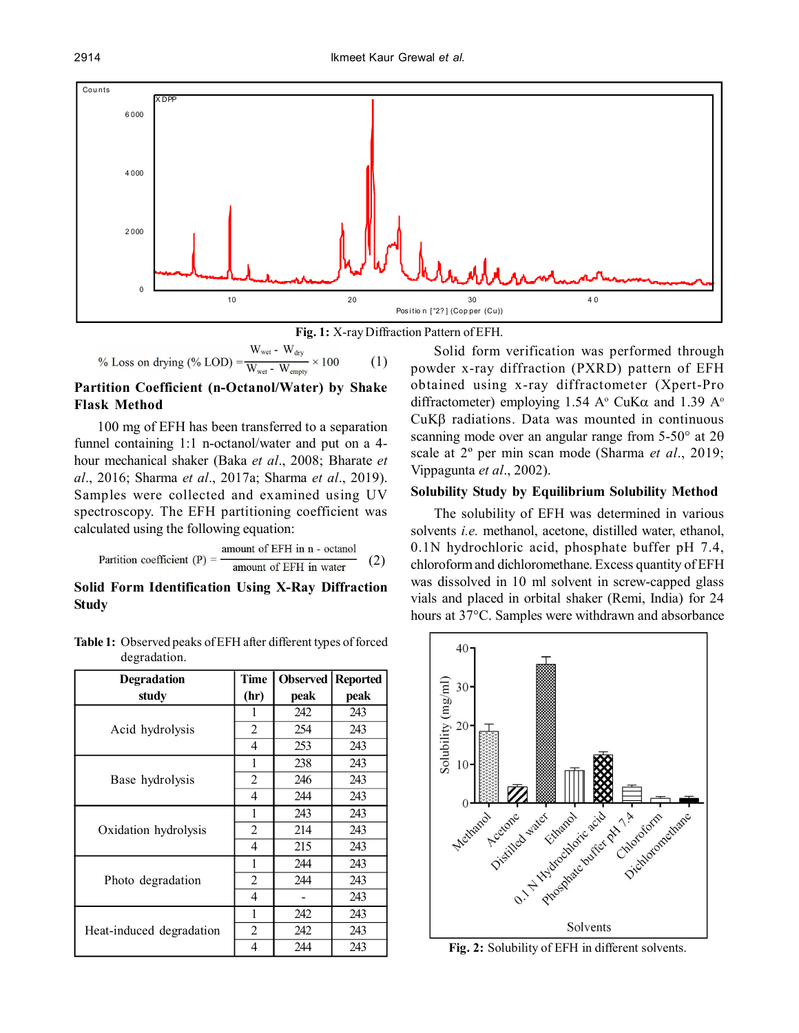Fig. 1: X-ray Diffraction Pattern of EFH.

$$\% \text{ Loss on drying } (\% \text{ LOD}) = \frac{W_{wet} - W_{dry}}{W_{wet} - W_{empty}} \times 100 \quad (1)$$

### Partition Coefficient (n-Octanol/Water) by Shake Flask Method

100 mg of EFH has been transferred to a separation funnel containing 1:1 n-octanol/water and put on a 4-hour mechanical shaker (Baka *et al*., 2008; Bharate *et al*., 2016; Sharma *et al*., 2017a; Sharma *et al*., 2019). Samples were collected and examined using UV spectroscopy. The EFH partitioning coefficient was calculated using the following equation:

$$\text{Partition coefficient (P)} = \frac{\text{amount of EFH in n - octanol}}{\text{amount of EFH in water}} \quad (2)$$

### Solid Form Identification Using X-Ray Diffraction Study

Solid form verification was performed through powder x-ray diffraction (PXRD) pattern of EFH obtained using x-ray diffractometer (Xpert-Pro diffractometer) employing 1.54 A° CuKα and 1.39 A° CuKβ radiations. Data was mounted in continuous scanning mode over an angular range from 5-50° at 2θ scale at 2° per min scan mode (Sharma *et al*., 2019; Vippagunta *et al*., 2002).

### Solubility Study by Equilibrium Solubility Method

The solubility of EFH was determined in various solvents *i.e.* methanol, acetone, distilled water, ethanol, 0.1N hydrochloric acid, phosphate buffer pH 7.4, chloroform and dichloromethane. Excess quantity of EFH was dissolved in 10 ml solvent in screw-capped glass vials and placed in orbital shaker (Remi, India) for 24 hours at 37°C. Samples were withdrawn and absorbance

**Table 1:** Observed peaks of EFH after different types of forced degradation.

| Degradation study | Time (hr) | Observed peak | Reported peak |
|---|---|---|---|
| Acid hydrolysis | 1 | 242 | 243 |
| | 2 | 254 | 243 |
| | 4 | 253 | 243 |
| Base hydrolysis | 1 | 238 | 243 |
| | 2 | 246 | 243 |
| | 4 | 244 | 243 |
| Oxidation hydrolysis | 1 | 243 | 243 |
| | 2 | 214 | 243 |
| | 4 | 215 | 243 |
| Photo degradation | 1 | 244 | 243 |
| | 2 | 244 | 243 |
| | 4 | - | 243 |
| Heat-induced degradation | 1 | 242 | 243 |
| | 2 | 242 | 243 |
| | 4 | 244 | 243 |

Fig. 2: Solubility of EFH in different solvents.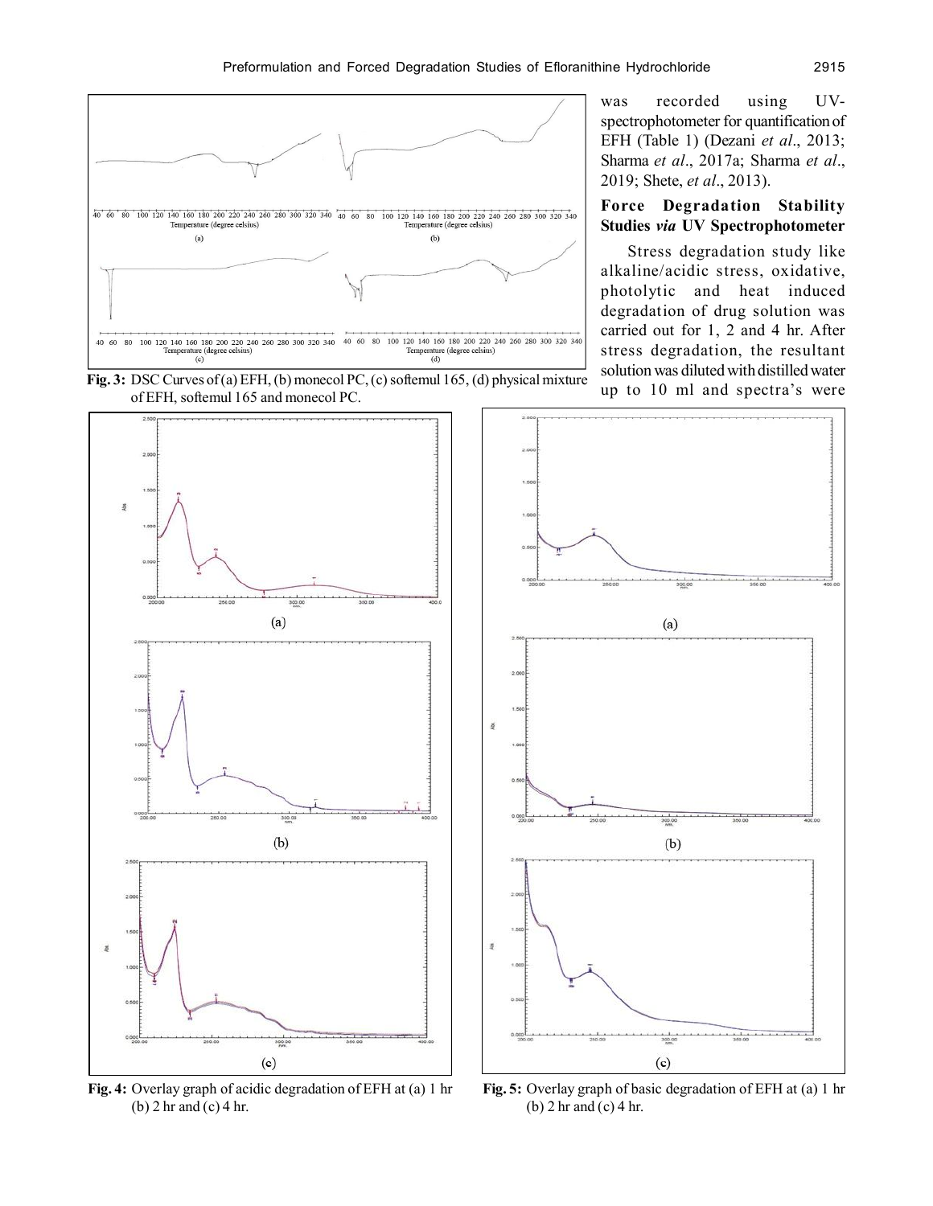Fig. 3: DSC Curves of (a) EFH, (b) monecol PC, (c) softemul 165, (d) physical mixture of EFH, softemul 165 and monecol PC.

was recorded using UV-spectrophotometer for quantification of EFH (Table 1) (Dezani *et al*., 2013; Sharma *et al*., 2017a; Sharma *et al*., 2019; Shete, *et al*., 2013).

### Force Degradation Stability Studies *via* UV Spectrophotometer

Stress degradation study like alkaline/acidic stress, oxidative, photolytic and heat induced degradation of drug solution was carried out for 1, 2 and 4 hr. After stress degradation, the resultant solution was diluted with distilled water up to 10 ml and spectra's were

Fig. 4: Overlay graph of acidic degradation of EFH at (a) 1 hr (b) 2 hr and (c) 4 hr.

Fig. 5: Overlay graph of basic degradation of EFH at (a) 1 hr (b) 2 hr and (c) 4 hr.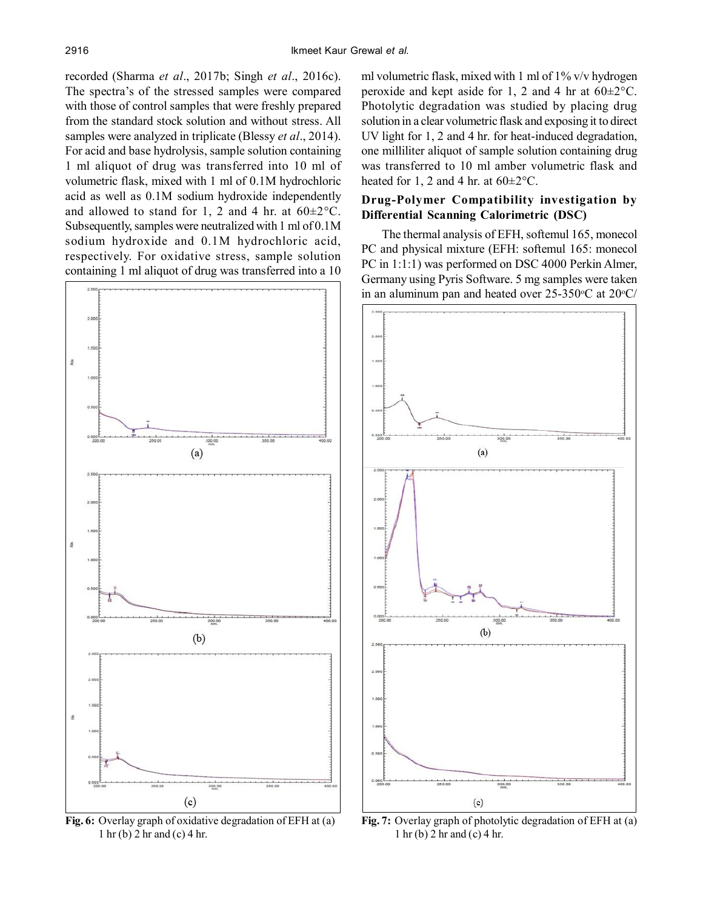recorded (Sharma *et al*., 2017b; Singh *et al*., 2016c). The spectra's of the stressed samples were compared with those of control samples that were freshly prepared from the standard stock solution and without stress. All samples were analyzed in triplicate (Blessy *et al*., 2014). For acid and base hydrolysis, sample solution containing 1 ml aliquot of drug was transferred into 10 ml of volumetric flask, mixed with 1 ml of 0.1M hydrochloric acid as well as 0.1M sodium hydroxide independently and allowed to stand for 1, 2 and 4 hr. at 60±2°C. Subsequently, samples were neutralized with 1 ml of 0.1M sodium hydroxide and 0.1M hydrochloric acid, respectively. For oxidative stress, sample solution containing 1 ml aliquot of drug was transferred into a 10 ml volumetric flask, mixed with 1 ml of 1% v/v hydrogen peroxide and kept aside for 1, 2 and 4 hr at 60±2°C. Photolytic degradation was studied by placing drug solution in a clear volumetric flask and exposing it to direct UV light for 1, 2 and 4 hr. for heat-induced degradation, one milliliter aliquot of sample solution containing drug was transferred to 10 ml amber volumetric flask and heated for 1, 2 and 4 hr. at 60±2°C.

## Drug-Polymer Compatibility investigation by Differential Scanning Calorimetric (DSC)

The thermal analysis of EFH, softemul 165, monecol PC and physical mixture (EFH: softemul 165: monecol PC in 1:1:1) was performed on DSC 4000 Perkin Almer, Germany using Pyris Software. 5 mg samples were taken in an aluminum pan and heated over 25-350°C at 20°C/

**Fig. 6:** Overlay graph of oxidative degradation of EFH at (a) 1 hr (b) 2 hr and (c) 4 hr.

**Fig. 7:** Overlay graph of photolytic degradation of EFH at (a) 1 hr (b) 2 hr and (c) 4 hr.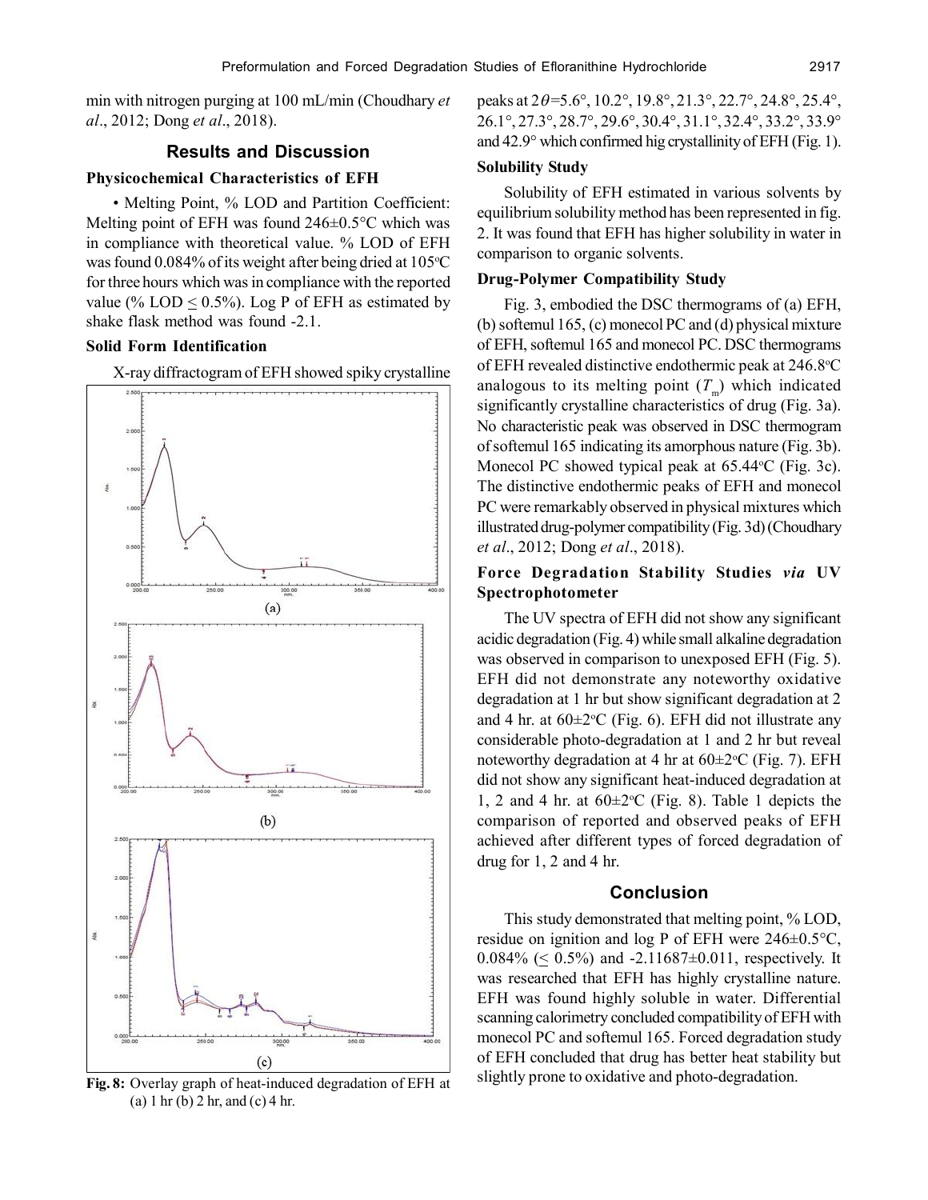min with nitrogen purging at 100 mL/min (Choudhary *et al*., 2012; Dong *et al*., 2018).

## Results and Discussion

### Physicochemical Characteristics of EFH

• Melting Point, % LOD and Partition Coefficient: Melting point of EFH was found 246±0.5°C which was in compliance with theoretical value. % LOD of EFH was found 0.084% of its weight after being dried at 105°C for three hours which was in compliance with the reported value (% LOD ≤ 0.5%). Log P of EFH as estimated by shake flask method was found -2.1.

### Solid Form Identification

X-ray diffractogram of EFH showed spiky crystalline peaks at $2\theta$=5.6°, 10.2°, 19.8°, 21.3°, 22.7°, 24.8°, 25.4°, 26.1°, 27.3°, 28.7°, 29.6°, 30.4°, 31.1°, 32.4°, 33.2°, 33.9° and 42.9° which confirmed hig crystallinity of EFH (Fig. 1).

### Solubility Study

Solubility of EFH estimated in various solvents by equilibrium solubility method has been represented in fig. 2. It was found that EFH has higher solubility in water in comparison to organic solvents.

### Drug-Polymer Compatibility Study

Fig. 3, embodied the DSC thermograms of (a) EFH, (b) softemul 165, (c) monecol PC and (d) physical mixture of EFH, softemul 165 and monecol PC. DSC thermograms of EFH revealed distinctive endothermic peak at 246.8°C analogous to its melting point ($T_m$) which indicated significantly crystalline characteristics of drug (Fig. 3a). No characteristic peak was observed in DSC thermogram of softemul 165 indicating its amorphous nature (Fig. 3b). Monecol PC showed typical peak at 65.44°C (Fig. 3c). The distinctive endothermic peaks of EFH and monecol PC were remarkably observed in physical mixtures which illustrated drug-polymer compatibility (Fig. 3d) (Choudhary *et al*., 2012; Dong *et al*., 2018).

### Force Degradation Stability Studies *via* UV Spectrophotometer

The UV spectra of EFH did not show any significant acidic degradation (Fig. 4) while small alkaline degradation was observed in comparison to unexposed EFH (Fig. 5). EFH did not demonstrate any noteworthy oxidative degradation at 1 hr but show significant degradation at 2 and 4 hr. at 60±2°C (Fig. 6). EFH did not illustrate any considerable photo-degradation at 1 and 2 hr but reveal noteworthy degradation at 4 hr at 60±2°C (Fig. 7). EFH did not show any significant heat-induced degradation at 1, 2 and 4 hr. at 60±2°C (Fig. 8). Table 1 depicts the comparison of reported and observed peaks of EFH achieved after different types of forced degradation of drug for 1, 2 and 4 hr.

**Fig. 8:** Overlay graph of heat-induced degradation of EFH at (a) 1 hr (b) 2 hr, and (c) 4 hr.

## Conclusion

This study demonstrated that melting point, % LOD, residue on ignition and log P of EFH were 246±0.5°C, 0.084% (≤ 0.5%) and -2.11687±0.011, respectively. It was researched that EFH has highly crystalline nature. EFH was found highly soluble in water. Differential scanning calorimetry concluded compatibility of EFH with monecol PC and softemul 165. Forced degradation study of EFH concluded that drug has better heat stability but slightly prone to oxidative and photo-degradation.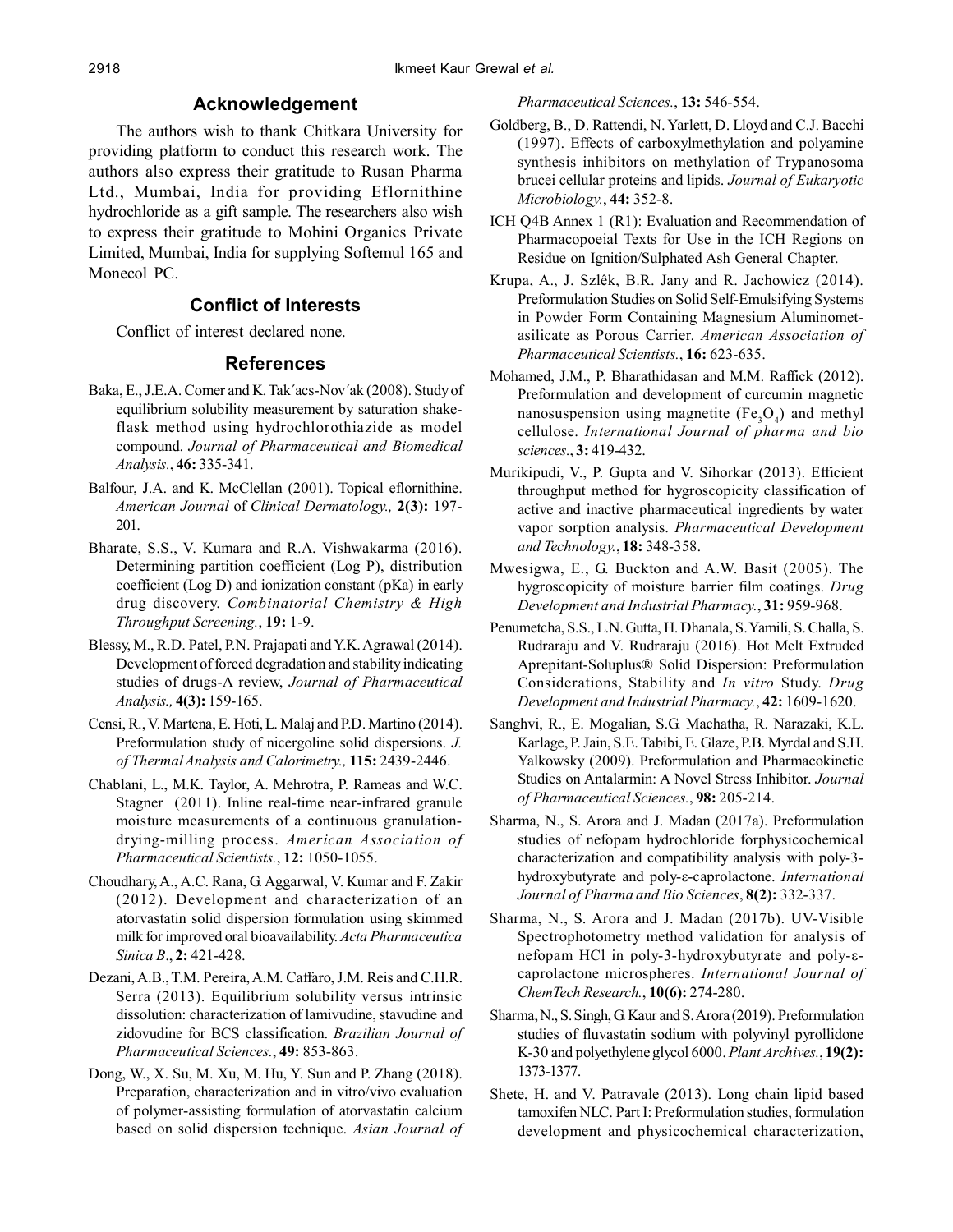## Acknowledgement

The authors wish to thank Chitkara University for providing platform to conduct this research work. The authors also express their gratitude to Rusan Pharma Ltd., Mumbai, India for providing Eflornithine hydrochloride as a gift sample. The researchers also wish to express their gratitude to Mohini Organics Private Limited, Mumbai, India for supplying Softemul 165 and Monecol PC.

## Conflict of Interests

Conflict of interest declared none.

## References

Baka, E., J.E.A. Comer and K. Tak´acs-Nov´ak (2008). Study of equilibrium solubility measurement by saturation shake-flask method using hydrochlorothiazide as model compound. *Journal of Pharmaceutical and Biomedical Analysis.*, **46:** 335-341.

Balfour, J.A. and K. McClellan (2001). Topical eflornithine. *American Journal* of *Clinical Dermatology.,* **2(3):** 197-201.

Bharate, S.S., V. Kumara and R.A. Vishwakarma (2016). Determining partition coefficient (Log P), distribution coefficient (Log D) and ionization constant (pKa) in early drug discovery. *Combinatorial Chemistry & High Throughput Screening.*, **19:** 1-9.

Blessy, M., R.D. Patel, P.N. Prajapati and Y.K. Agrawal (2014). Development of forced degradation and stability indicating studies of drugs-A review, *Journal of Pharmaceutical Analysis.,* **4(3):** 159-165.

Censi, R., V. Martena, E. Hoti, L. Malaj and P.D. Martino (2014). Preformulation study of nicergoline solid dispersions. *J. of Thermal Analysis and Calorimetry.,* **115:** 2439-2446.

Chablani, L., M.K. Taylor, A. Mehrotra, P. Rameas and W.C. Stagner (2011). Inline real-time near-infrared granule moisture measurements of a continuous granulation-drying-milling process. *American Association of Pharmaceutical Scientists.*, **12:** 1050-1055.

Choudhary, A., A.C. Rana, G. Aggarwal, V. Kumar and F. Zakir (2012). Development and characterization of an atorvastatin solid dispersion formulation using skimmed milk for improved oral bioavailability. *Acta Pharmaceutica Sinica B*., **2:** 421-428.

Dezani, A.B., T.M. Pereira, A.M. Caffaro, J.M. Reis and C.H.R. Serra (2013). Equilibrium solubility versus intrinsic dissolution: characterization of lamivudine, stavudine and zidovudine for BCS classification. *Brazilian Journal of Pharmaceutical Sciences.*, **49:** 853-863.

Dong, W., X. Su, M. Xu, M. Hu, Y. Sun and P. Zhang (2018). Preparation, characterization and in vitro/vivo evaluation of polymer-assisting formulation of atorvastatin calcium based on solid dispersion technique. *Asian Journal of Pharmaceutical Sciences.*, **13:** 546-554.

Goldberg, B., D. Rattendi, N. Yarlett, D. Lloyd and C.J. Bacchi (1997). Effects of carboxylmethylation and polyamine synthesis inhibitors on methylation of Trypanosoma brucei cellular proteins and lipids. *Journal of Eukaryotic Microbiology.*, **44:** 352-8.

ICH Q4B Annex 1 (R1): Evaluation and Recommendation of Pharmacopoeial Texts for Use in the ICH Regions on Residue on Ignition/Sulphated Ash General Chapter.

Krupa, A., J. Szlêk, B.R. Jany and R. Jachowicz (2014). Preformulation Studies on Solid Self-Emulsifying Systems in Powder Form Containing Magnesium Aluminometasilicate as Porous Carrier. *American Association of Pharmaceutical Scientists.*, **16:** 623-635.

Mohamed, J.M., P. Bharathidasan and M.M. Raffick (2012). Preformulation and development of curcumin magnetic nanosuspension using magnetite ($Fe_3O_4$) and methyl cellulose. *International Journal of pharma and bio sciences.*, **3:** 419-432.

Murikipudi, V., P. Gupta and V. Sihorkar (2013). Efficient throughput method for hygroscopicity classification of active and inactive pharmaceutical ingredients by water vapor sorption analysis. *Pharmaceutical Development and Technology.*, **18:** 348-358.

Mwesigwa, E., G. Buckton and A.W. Basit (2005). The hygroscopicity of moisture barrier film coatings. *Drug Development and Industrial Pharmacy.*, **31:** 959-968.

Penumetcha, S.S., L.N. Gutta, H. Dhanala, S. Yamili, S. Challa, S. Rudraraju and V. Rudraraju (2016). Hot Melt Extruded Aprepitant-Soluplus® Solid Dispersion: Preformulation Considerations, Stability and *In vitro* Study. *Drug Development and Industrial Pharmacy.*, **42:** 1609-1620.

Sanghvi, R., E. Mogalian, S.G. Machatha, R. Narazaki, K.L. Karlage, P. Jain, S.E. Tabibi, E. Glaze, P.B. Myrdal and S.H. Yalkowsky (2009). Preformulation and Pharmacokinetic Studies on Antalarmin: A Novel Stress Inhibitor. *Journal of Pharmaceutical Sciences.*, **98:** 205-214.

Sharma, N., S. Arora and J. Madan (2017a). Preformulation studies of nefopam hydrochloride forphysicochemical characterization and compatibility analysis with poly-3-hydroxybutyrate and poly-ε-caprolactone. *International Journal of Pharma and Bio Sciences*, **8(2):** 332-337.

Sharma, N., S. Arora and J. Madan (2017b). UV-Visible Spectrophotometry method validation for analysis of nefopam HCl in poly-3-hydroxybutyrate and poly-ε-caprolactone microspheres. *International Journal of ChemTech Research.*, **10(6):** 274-280.

Sharma, N., S. Singh, G. Kaur and S. Arora (2019). Preformulation studies of fluvastatin sodium with polyvinyl pyrollidone K-30 and polyethylene glycol 6000. *Plant Archives.*, **19(2):** 1373-1377.

Shete, H. and V. Patravale (2013). Long chain lipid based tamoxifen NLC. Part I: Preformulation studies, formulation development and physicochemical characterization,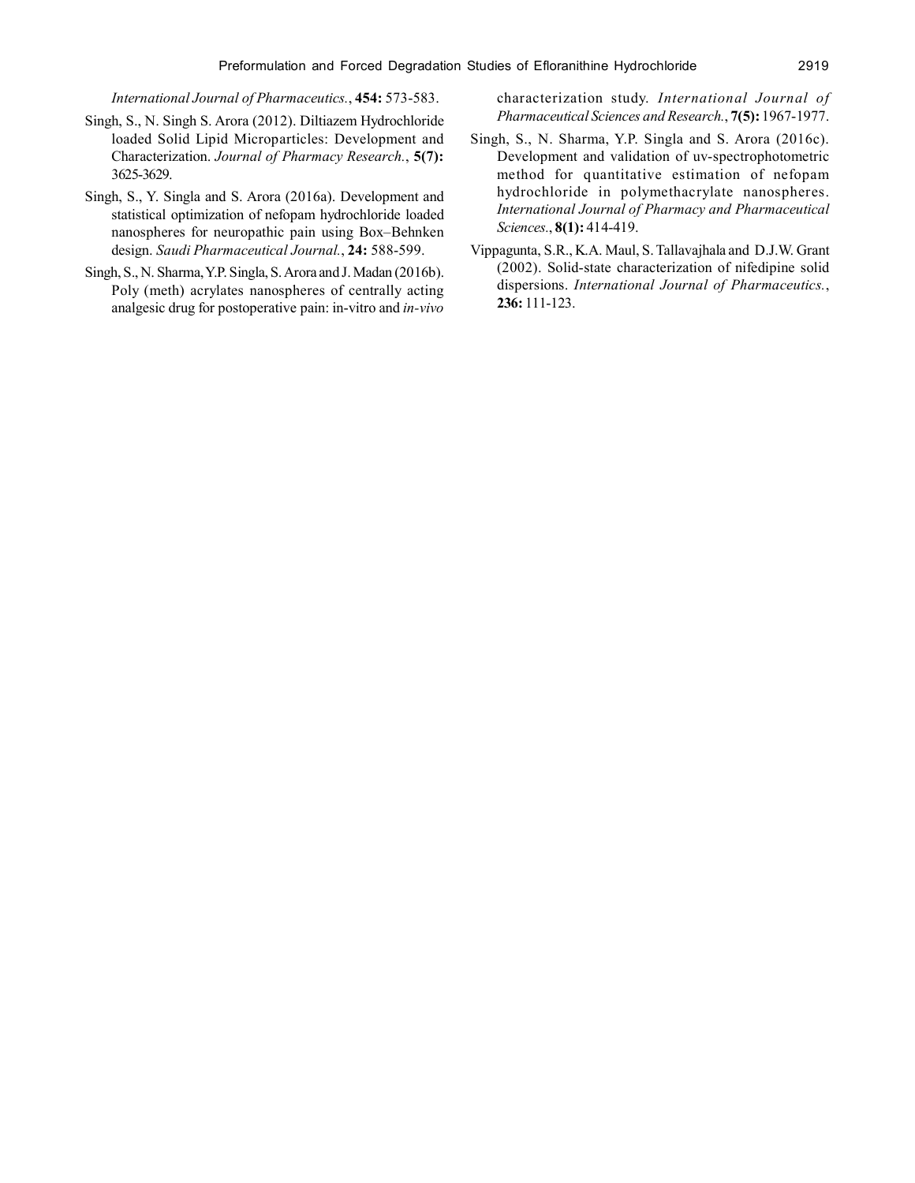*International Journal of Pharmaceutics.*, **454:** 573-583.

Singh, S., N. Singh S. Arora (2012). Diltiazem Hydrochloride loaded Solid Lipid Microparticles: Development and Characterization. *Journal of Pharmacy Research.*, **5(7):** 3625-3629.

Singh, S., Y. Singla and S. Arora (2016a). Development and statistical optimization of nefopam hydrochloride loaded nanospheres for neuropathic pain using Box–Behnken design. *Saudi Pharmaceutical Journal.*, **24:** 588-599.

Singh, S., N. Sharma, Y.P. Singla, S. Arora and J. Madan (2016b). Poly (meth) acrylates nanospheres of centrally acting analgesic drug for postoperative pain: in-vitro and *in-vivo* characterization study. *International Journal of Pharmaceutical Sciences and Research.*, **7(5):** 1967-1977.

Singh, S., N. Sharma, Y.P. Singla and S. Arora (2016c). Development and validation of uv-spectrophotometric method for quantitative estimation of nefopam hydrochloride in polymethacrylate nanospheres. *International Journal of Pharmacy and Pharmaceutical Sciences.*, **8(1):** 414-419.

Vippagunta, S.R., K.A. Maul, S. Tallavajhala and D.J.W. Grant (2002). Solid-state characterization of nifedipine solid dispersions. *International Journal of Pharmaceutics.*, **236:** 111-123.